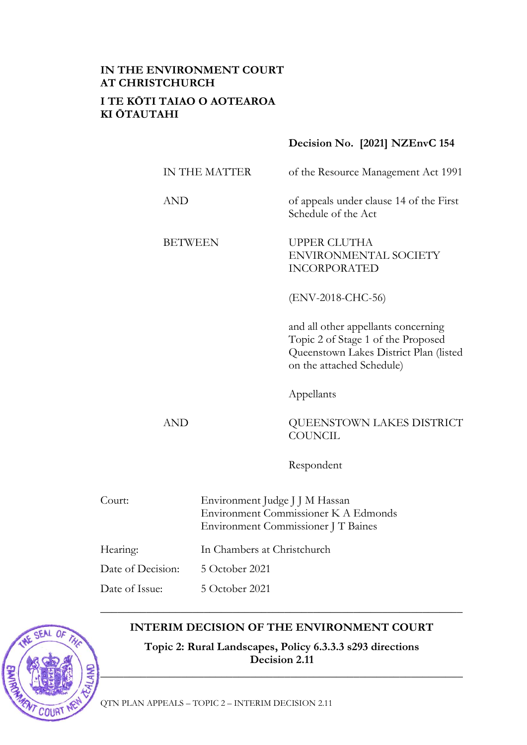**IN THE ENVIRONMENT COURT**
**AT CHRISTCHURCH**

**I TE KŌTI TAIAO O AOTEAROA**
**KI ŌTAUTAHI**

**Decision No. [2021] NZEnvC 154**

| | |
|---|---|
| IN THE MATTER | of the Resource Management Act 1991 |
| AND | of appeals under clause 14 of the First Schedule of the Act |
| BETWEEN | UPPER CLUTHA ENVIRONMENTAL SOCIETY INCORPORATED |
| | (ENV-2018-CHC-56) |
| | and all other appellants concerning Topic 2 of Stage 1 of the Proposed Queenstown Lakes District Plan (listed on the attached Schedule) |
| | Appellants |
| AND | QUEENSTOWN LAKES DISTRICT COUNCIL |
| | Respondent |

| | |
|---|---|
| Court: | Environment Judge J J M Hassan<br>Environment Commissioner K A Edmonds<br>Environment Commissioner J T Baines |
| Hearing: | In Chambers at Christchurch |
| Date of Decision: | 5 October 2021 |
| Date of Issue: | 5 October 2021 |

---

**INTERIM DECISION OF THE ENVIRONMENT COURT**

**Topic 2: Rural Landscapes, Policy 6.3.3.3 s293 directions**
**Decision 2.11**

---

QTN PLAN APPEALS – TOPIC 2 – INTERIM DECISION 2.11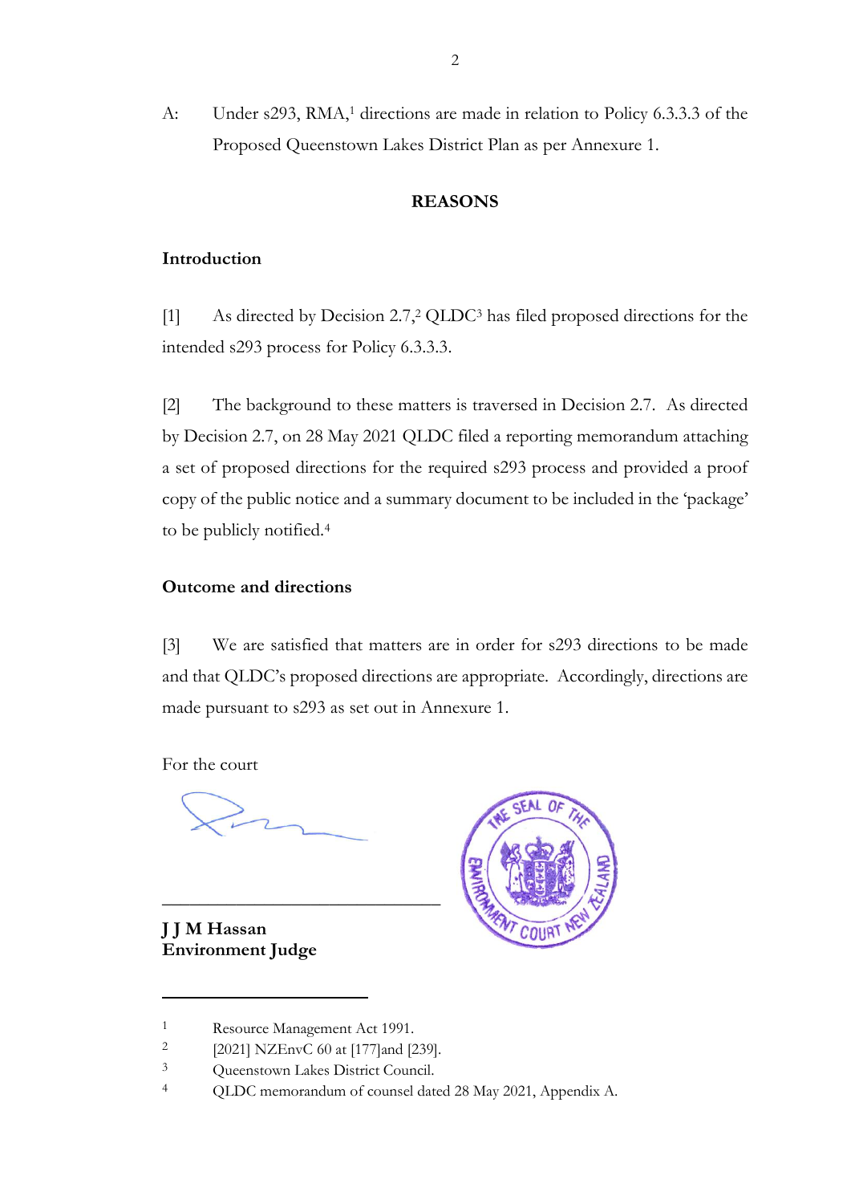A: Under s293, RMA,[1] directions are made in relation to Policy 6.3.3.3 of the Proposed Queenstown Lakes District Plan as per Annexure 1.

## REASONS

### Introduction

[1] As directed by Decision 2.7,[2] QLDC[3] has filed proposed directions for the intended s293 process for Policy 6.3.3.3.

[2] The background to these matters is traversed in Decision 2.7. As directed by Decision 2.7, on 28 May 2021 QLDC filed a reporting memorandum attaching a set of proposed directions for the required s293 process and provided a proof copy of the public notice and a summary document to be included in the 'package' to be publicly notified.[4]

### Outcome and directions

[3] We are satisfied that matters are in order for s293 directions to be made and that QLDC's proposed directions are appropriate. Accordingly, directions are made pursuant to s293 as set out in Annexure 1.

For the court

______________________________

**J J M Hassan**
**Environment Judge**

---

[1] Resource Management Act 1991.

[2] [2021] NZEnvC 60 at [177]and [239].

[3] Queenstown Lakes District Council.

[4] QLDC memorandum of counsel dated 28 May 2021, Appendix A.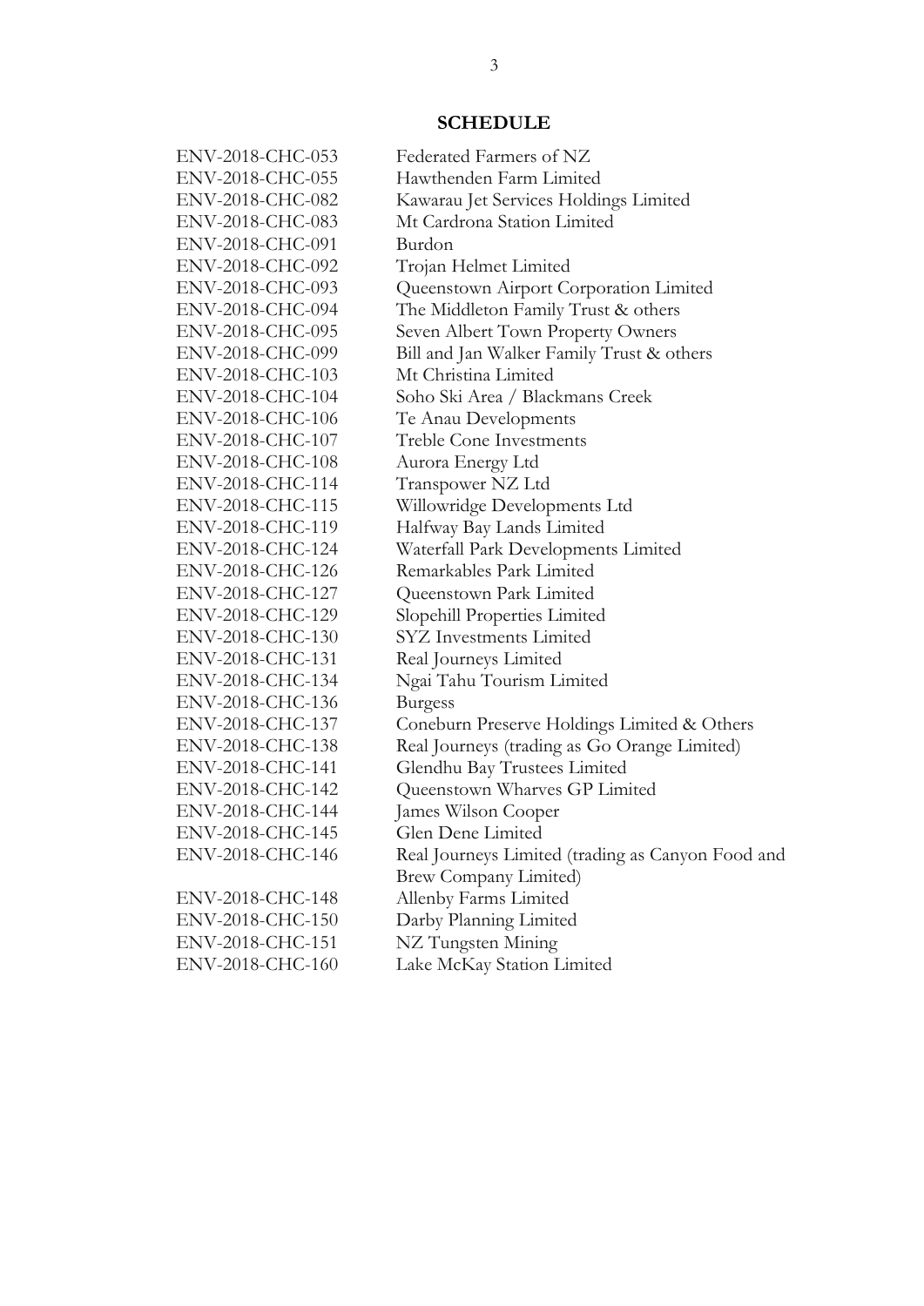## SCHEDULE

| | |
|---|---|
| ENV-2018-CHC-053 | Federated Farmers of NZ |
| ENV-2018-CHC-055 | Hawthenden Farm Limited |
| ENV-2018-CHC-082 | Kawarau Jet Services Holdings Limited |
| ENV-2018-CHC-083 | Mt Cardrona Station Limited |
| ENV-2018-CHC-091 | Burdon |
| ENV-2018-CHC-092 | Trojan Helmet Limited |
| ENV-2018-CHC-093 | Queenstown Airport Corporation Limited |
| ENV-2018-CHC-094 | The Middleton Family Trust & others |
| ENV-2018-CHC-095 | Seven Albert Town Property Owners |
| ENV-2018-CHC-099 | Bill and Jan Walker Family Trust & others |
| ENV-2018-CHC-103 | Mt Christina Limited |
| ENV-2018-CHC-104 | Soho Ski Area / Blackmans Creek |
| ENV-2018-CHC-106 | Te Anau Developments |
| ENV-2018-CHC-107 | Treble Cone Investments |
| ENV-2018-CHC-108 | Aurora Energy Ltd |
| ENV-2018-CHC-114 | Transpower NZ Ltd |
| ENV-2018-CHC-115 | Willowridge Developments Ltd |
| ENV-2018-CHC-119 | Halfway Bay Lands Limited |
| ENV-2018-CHC-124 | Waterfall Park Developments Limited |
| ENV-2018-CHC-126 | Remarkables Park Limited |
| ENV-2018-CHC-127 | Queenstown Park Limited |
| ENV-2018-CHC-129 | Slopehill Properties Limited |
| ENV-2018-CHC-130 | SYZ Investments Limited |
| ENV-2018-CHC-131 | Real Journeys Limited |
| ENV-2018-CHC-134 | Ngai Tahu Tourism Limited |
| ENV-2018-CHC-136 | Burgess |
| ENV-2018-CHC-137 | Coneburn Preserve Holdings Limited & Others |
| ENV-2018-CHC-138 | Real Journeys (trading as Go Orange Limited) |
| ENV-2018-CHC-141 | Glendhu Bay Trustees Limited |
| ENV-2018-CHC-142 | Queenstown Wharves GP Limited |
| ENV-2018-CHC-144 | James Wilson Cooper |
| ENV-2018-CHC-145 | Glen Dene Limited |
| ENV-2018-CHC-146 | Real Journeys Limited (trading as Canyon Food and Brew Company Limited) |
| ENV-2018-CHC-148 | Allenby Farms Limited |
| ENV-2018-CHC-150 | Darby Planning Limited |
| ENV-2018-CHC-151 | NZ Tungsten Mining |
| ENV-2018-CHC-160 | Lake McKay Station Limited |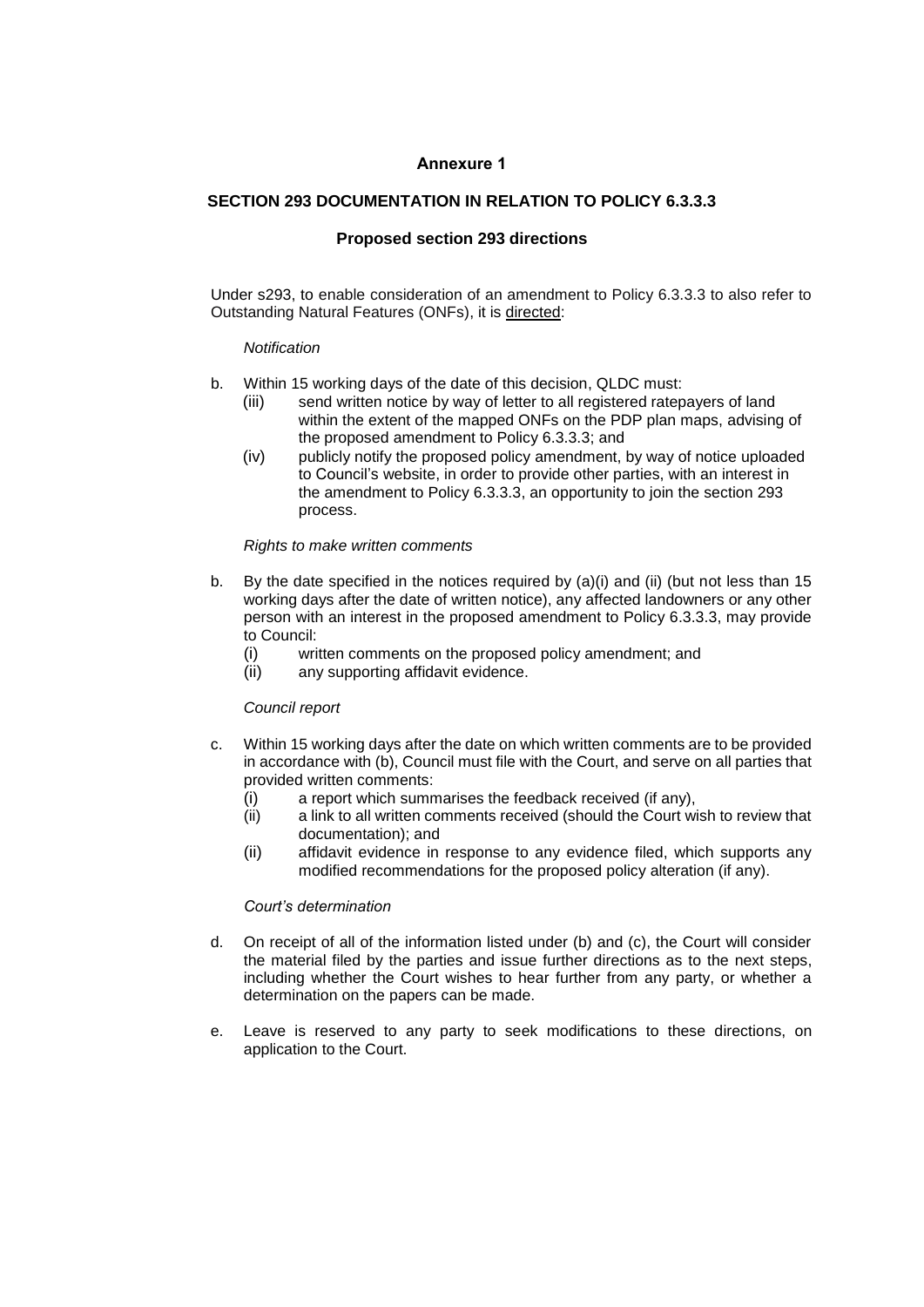**Annexure 1**

**SECTION 293 DOCUMENTATION IN RELATION TO POLICY 6.3.3.3**

**Proposed section 293 directions**

Under s293, to enable consideration of an amendment to Policy 6.3.3.3 to also refer to Outstanding Natural Features (ONFs), it is directed:

*Notification*

b. Within 15 working days of the date of this decision, QLDC must:
   (iii) send written notice by way of letter to all registered ratepayers of land within the extent of the mapped ONFs on the PDP plan maps, advising of the proposed amendment to Policy 6.3.3.3; and
   (iv) publicly notify the proposed policy amendment, by way of notice uploaded to Council's website, in order to provide other parties, with an interest in the amendment to Policy 6.3.3.3, an opportunity to join the section 293 process.

*Rights to make written comments*

b. By the date specified in the notices required by (a)(i) and (ii) (but not less than 15 working days after the date of written notice), any affected landowners or any other person with an interest in the proposed amendment to Policy 6.3.3.3, may provide to Council:
   (i) written comments on the proposed policy amendment; and
   (ii) any supporting affidavit evidence.

*Council report*

c. Within 15 working days after the date on which written comments are to be provided in accordance with (b), Council must file with the Court, and serve on all parties that provided written comments:
   (i) a report which summarises the feedback received (if any),
   (ii) a link to all written comments received (should the Court wish to review that documentation); and
   (ii) affidavit evidence in response to any evidence filed, which supports any modified recommendations for the proposed policy alteration (if any).

*Court's determination*

d. On receipt of all of the information listed under (b) and (c), the Court will consider the material filed by the parties and issue further directions as to the next steps, including whether the Court wishes to hear further from any party, or whether a determination on the papers can be made.

e. Leave is reserved to any party to seek modifications to these directions, on application to the Court.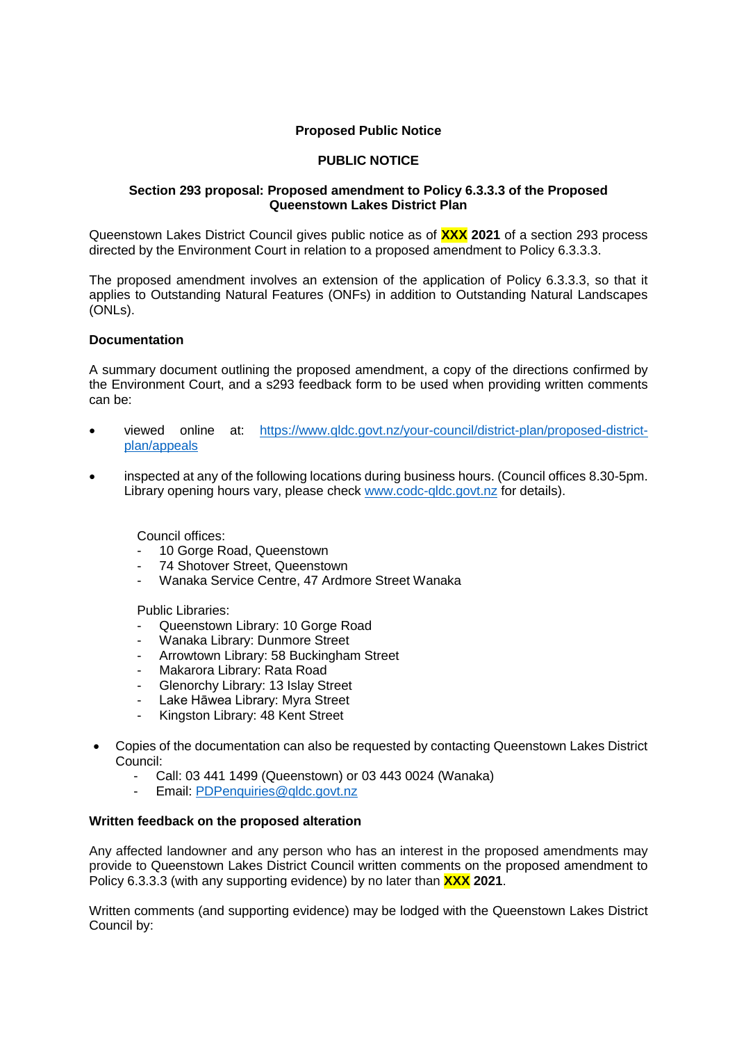**Proposed Public Notice**

**PUBLIC NOTICE**

**Section 293 proposal: Proposed amendment to Policy 6.3.3.3 of the Proposed Queenstown Lakes District Plan**

Queenstown Lakes District Council gives public notice as of **XXX 2021** of a section 293 process directed by the Environment Court in relation to a proposed amendment to Policy 6.3.3.3.

The proposed amendment involves an extension of the application of Policy 6.3.3.3, so that it applies to Outstanding Natural Features (ONFs) in addition to Outstanding Natural Landscapes (ONLs).

**Documentation**

A summary document outlining the proposed amendment, a copy of the directions confirmed by the Environment Court, and a s293 feedback form to be used when providing written comments can be:

- viewed online at: https://www.qldc.govt.nz/your-council/district-plan/proposed-district-plan/appeals
- inspected at any of the following locations during business hours. (Council offices 8.30-5pm. Library opening hours vary, please check www.codc-qldc.govt.nz for details).

  Council offices:
  - 10 Gorge Road, Queenstown
  - 74 Shotover Street, Queenstown
  - Wanaka Service Centre, 47 Ardmore Street Wanaka

  Public Libraries:
  - Queenstown Library: 10 Gorge Road
  - Wanaka Library: Dunmore Street
  - Arrowtown Library: 58 Buckingham Street
  - Makarora Library: Rata Road
  - Glenorchy Library: 13 Islay Street
  - Lake Hāwea Library: Myra Street
  - Kingston Library: 48 Kent Street

- Copies of the documentation can also be requested by contacting Queenstown Lakes District Council:
  - Call: 03 441 1499 (Queenstown) or 03 443 0024 (Wanaka)
  - Email: PDPenquiries@qldc.govt.nz

**Written feedback on the proposed alteration**

Any affected landowner and any person who has an interest in the proposed amendments may provide to Queenstown Lakes District Council written comments on the proposed amendment to Policy 6.3.3.3 (with any supporting evidence) by no later than **XXX 2021**.

Written comments (and supporting evidence) may be lodged with the Queenstown Lakes District Council by: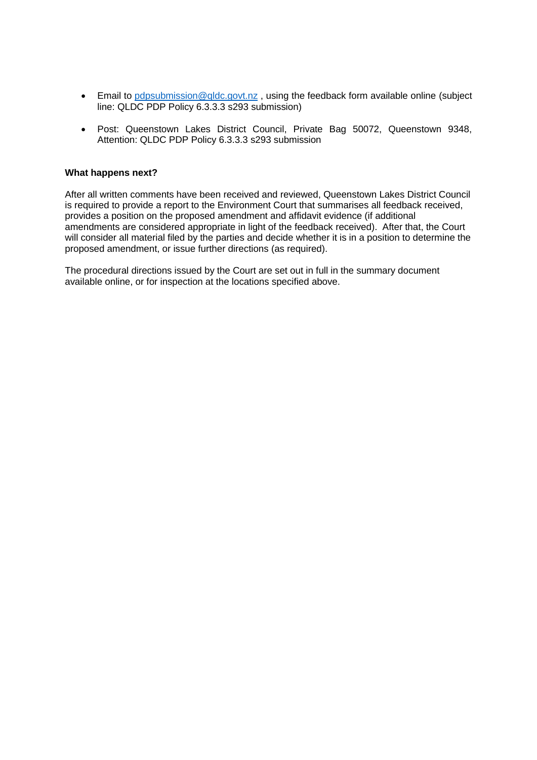- Email to [pdpsubmission@qldc.govt.nz](mailto:pdpsubmission@qldc.govt.nz) , using the feedback form available online (subject line: QLDC PDP Policy 6.3.3.3 s293 submission)
- Post: Queenstown Lakes District Council, Private Bag 50072, Queenstown 9348, Attention: QLDC PDP Policy 6.3.3.3 s293 submission

**What happens next?**

After all written comments have been received and reviewed, Queenstown Lakes District Council is required to provide a report to the Environment Court that summarises all feedback received, provides a position on the proposed amendment and affidavit evidence (if additional amendments are considered appropriate in light of the feedback received). After that, the Court will consider all material filed by the parties and decide whether it is in a position to determine the proposed amendment, or issue further directions (as required).

The procedural directions issued by the Court are set out in full in the summary document available online, or for inspection at the locations specified above.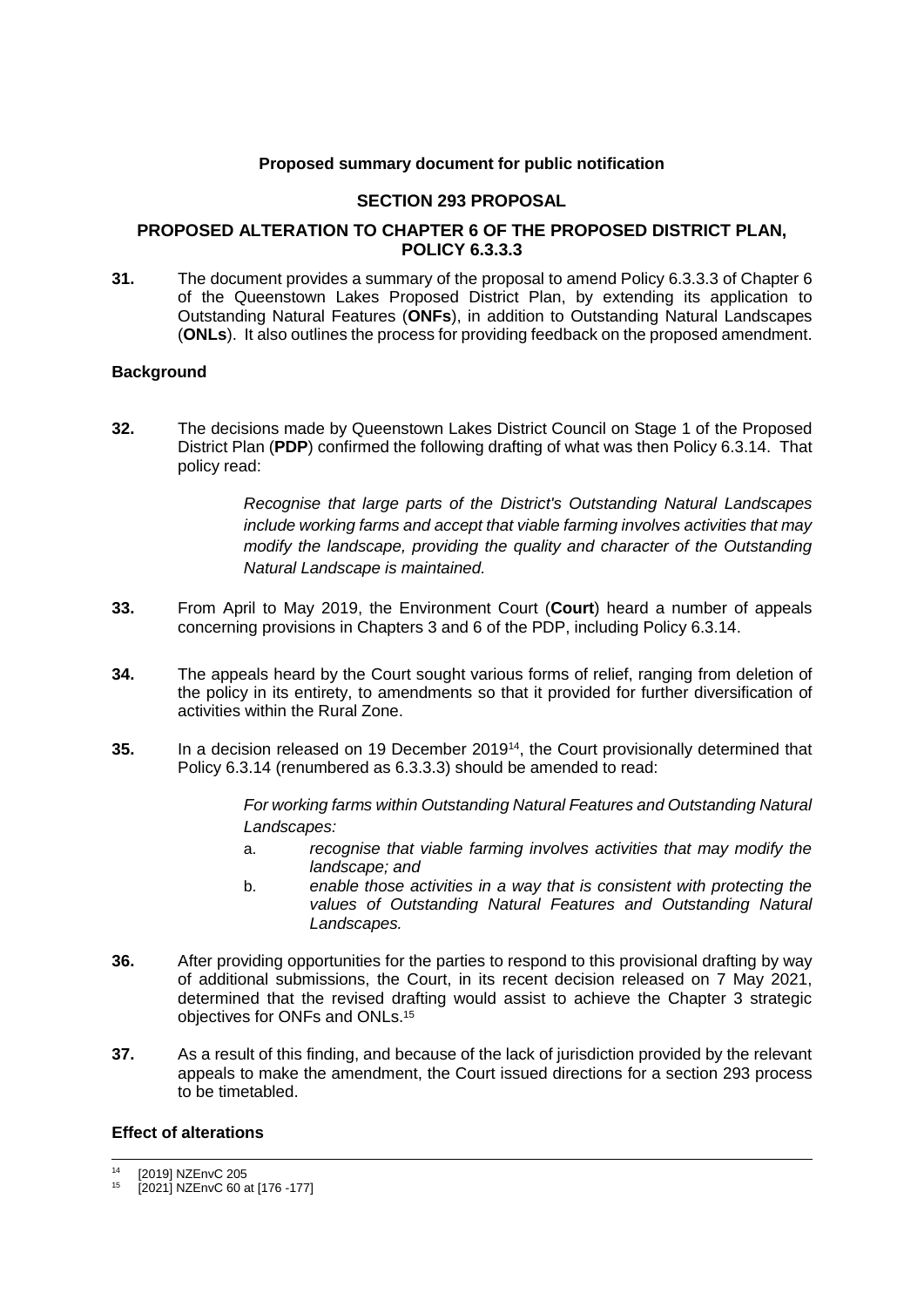**Proposed summary document for public notification**

**SECTION 293 PROPOSAL**

**PROPOSED ALTERATION TO CHAPTER 6 OF THE PROPOSED DISTRICT PLAN, POLICY 6.3.3.3**

**31.** The document provides a summary of the proposal to amend Policy 6.3.3.3 of Chapter 6 of the Queenstown Lakes Proposed District Plan, by extending its application to Outstanding Natural Features (**ONFs**), in addition to Outstanding Natural Landscapes (**ONLs**). It also outlines the process for providing feedback on the proposed amendment.

**Background**

**32.** The decisions made by Queenstown Lakes District Council on Stage 1 of the Proposed District Plan (**PDP**) confirmed the following drafting of what was then Policy 6.3.14. That policy read:

> *Recognise that large parts of the District's Outstanding Natural Landscapes include working farms and accept that viable farming involves activities that may modify the landscape, providing the quality and character of the Outstanding Natural Landscape is maintained.*

**33.** From April to May 2019, the Environment Court (**Court**) heard a number of appeals concerning provisions in Chapters 3 and 6 of the PDP, including Policy 6.3.14.

**34.** The appeals heard by the Court sought various forms of relief, ranging from deletion of the policy in its entirety, to amendments so that it provided for further diversification of activities within the Rural Zone.

**35.** In a decision released on 19 December 2019[14], the Court provisionally determined that Policy 6.3.14 (renumbered as 6.3.3.3) should be amended to read:

> *For working farms within Outstanding Natural Features and Outstanding Natural Landscapes:*
>
> a. *recognise that viable farming involves activities that may modify the landscape; and*
>
> b. *enable those activities in a way that is consistent with protecting the values of Outstanding Natural Features and Outstanding Natural Landscapes.*

**36.** After providing opportunities for the parties to respond to this provisional drafting by way of additional submissions, the Court, in its recent decision released on 7 May 2021, determined that the revised drafting would assist to achieve the Chapter 3 strategic objectives for ONFs and ONLs.[15]

**37.** As a result of this finding, and because of the lack of jurisdiction provided by the relevant appeals to make the amendment, the Court issued directions for a section 293 process to be timetabled.

**Effect of alterations**

---

[14] [2019] NZEnvC 205

[15] [2021] NZEnvC 60 at [176 -177]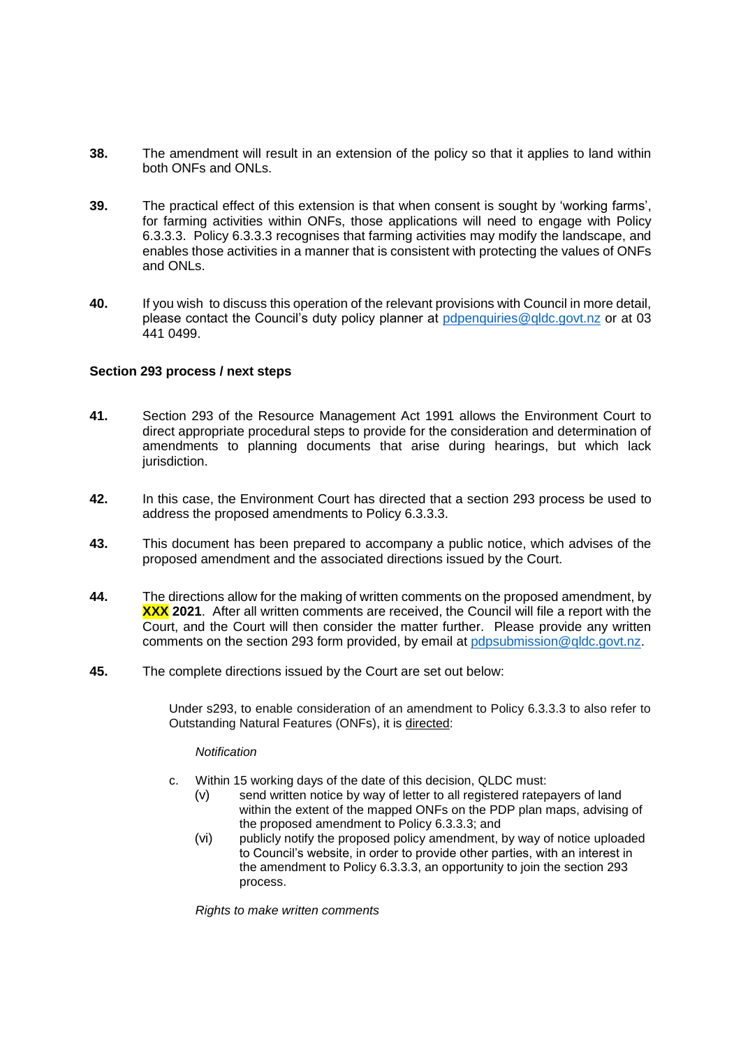**38.** The amendment will result in an extension of the policy so that it applies to land within both ONFs and ONLs.

**39.** The practical effect of this extension is that when consent is sought by 'working farms', for farming activities within ONFs, those applications will need to engage with Policy 6.3.3.3. Policy 6.3.3.3 recognises that farming activities may modify the landscape, and enables those activities in a manner that is consistent with protecting the values of ONFs and ONLs.

**40.** If you wish to discuss this operation of the relevant provisions with Council in more detail, please contact the Council's duty policy planner at pdpenquiries@qldc.govt.nz or at 03 441 0499.

**Section 293 process / next steps**

**41.** Section 293 of the Resource Management Act 1991 allows the Environment Court to direct appropriate procedural steps to provide for the consideration and determination of amendments to planning documents that arise during hearings, but which lack jurisdiction.

**42.** In this case, the Environment Court has directed that a section 293 process be used to address the proposed amendments to Policy 6.3.3.3.

**43.** This document has been prepared to accompany a public notice, which advises of the proposed amendment and the associated directions issued by the Court.

**44.** The directions allow for the making of written comments on the proposed amendment, by **XXX 2021**. After all written comments are received, the Council will file a report with the Court, and the Court will then consider the matter further. Please provide any written comments on the section 293 form provided, by email at pdpsubmission@qldc.govt.nz.

**45.** The complete directions issued by the Court are set out below:

> Under s293, to enable consideration of an amendment to Policy 6.3.3.3 to also refer to Outstanding Natural Features (ONFs), it is directed:
>
> *Notification*
>
> c. Within 15 working days of the date of this decision, QLDC must:
>
> (v) send written notice by way of letter to all registered ratepayers of land within the extent of the mapped ONFs on the PDP plan maps, advising of the proposed amendment to Policy 6.3.3.3; and
>
> (vi) publicly notify the proposed policy amendment, by way of notice uploaded to Council's website, in order to provide other parties, with an interest in the amendment to Policy 6.3.3.3, an opportunity to join the section 293 process.
>
> *Rights to make written comments*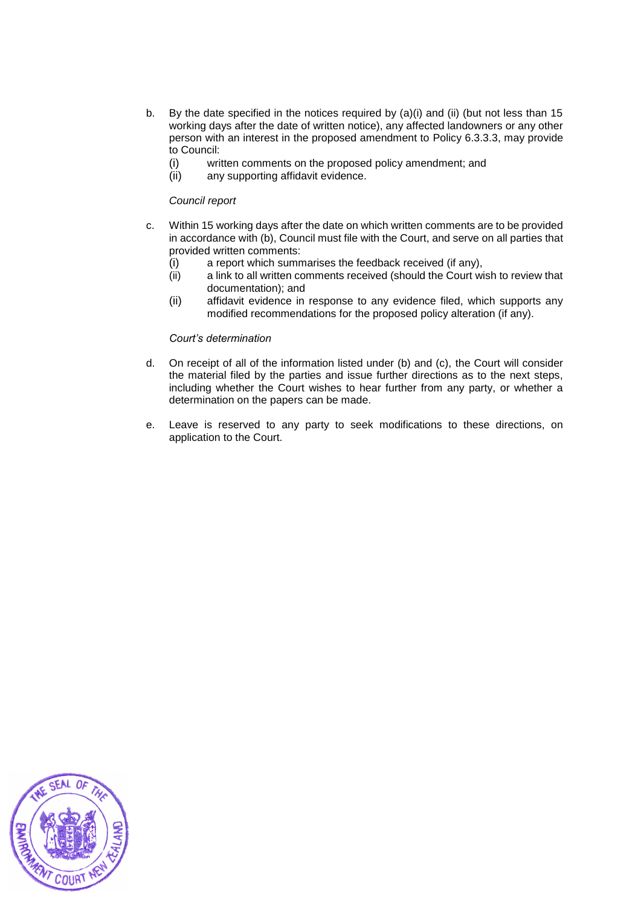b. By the date specified in the notices required by (a)(i) and (ii) (but not less than 15 working days after the date of written notice), any affected landowners or any other person with an interest in the proposed amendment to Policy 6.3.3.3, may provide to Council:
   (i) written comments on the proposed policy amendment; and
   (ii) any supporting affidavit evidence.

*Council report*

c. Within 15 working days after the date on which written comments are to be provided in accordance with (b), Council must file with the Court, and serve on all parties that provided written comments:
   (i) a report which summarises the feedback received (if any),
   (ii) a link to all written comments received (should the Court wish to review that documentation); and
   (ii) affidavit evidence in response to any evidence filed, which supports any modified recommendations for the proposed policy alteration (if any).

*Court's determination*

d. On receipt of all of the information listed under (b) and (c), the Court will consider the material filed by the parties and issue further directions as to the next steps, including whether the Court wishes to hear further from any party, or whether a determination on the papers can be made.

e. Leave is reserved to any party to seek modifications to these directions, on application to the Court.